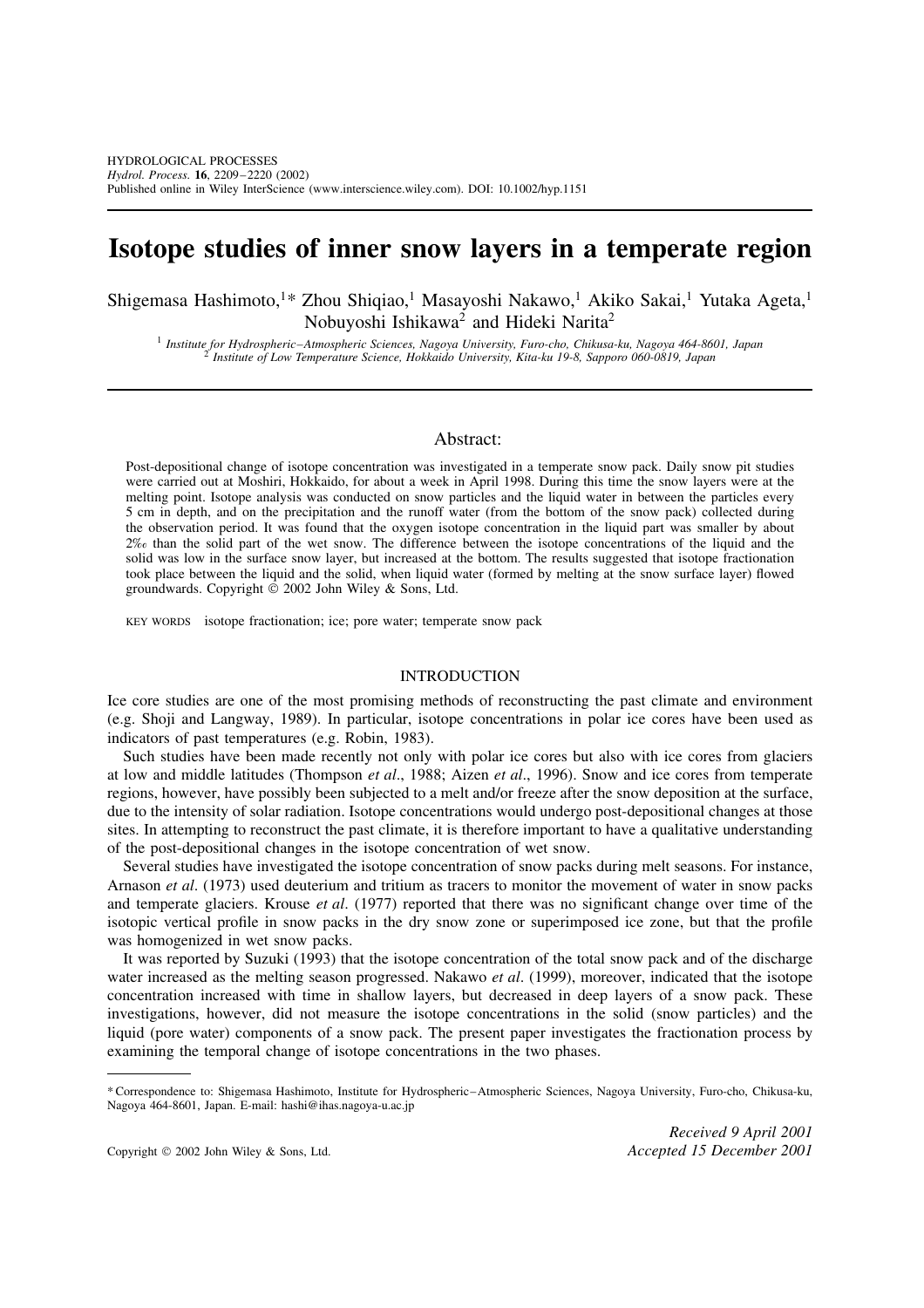# Isotope studies of inner snow layers in a temperate region

Shigemasa Hashimoto,[1]* Zhou Shiqiao,[1] Masayoshi Nakawo,[1] Akiko Sakai,[1] Yutaka Ageta,[1] Nobuyoshi Ishikawa[2] and Hideki Narita[2]

[1] *Institute for Hydrospheric–Atmospheric Sciences, Nagoya University, Furo-cho, Chikusa-ku, Nagoya 464-8601, Japan*
[2] *Institute of Low Temperature Science, Hokkaido University, Kita-ku 19-8, Sapporo 060-0819, Japan*

## Abstract:

Post-depositional change of isotope concentration was investigated in a temperate snow pack. Daily snow pit studies were carried out at Moshiri, Hokkaido, for about a week in April 1998. During this time the snow layers were at the melting point. Isotope analysis was conducted on snow particles and the liquid water in between the particles every 5 cm in depth, and on the precipitation and the runoff water (from the bottom of the snow pack) collected during the observation period. It was found that the oxygen isotope concentration in the liquid part was smaller by about 2‰ than the solid part of the wet snow. The difference between the isotope concentrations of the liquid and the solid was low in the surface snow layer, but increased at the bottom. The results suggested that isotope fractionation took place between the liquid and the solid, when liquid water (formed by melting at the snow surface layer) flowed groundwards. Copyright © 2002 John Wiley & Sons, Ltd.

KEY WORDS isotope fractionation; ice; pore water; temperate snow pack

## INTRODUCTION

Ice core studies are one of the most promising methods of reconstructing the past climate and environment (e.g. Shoji and Langway, 1989). In particular, isotope concentrations in polar ice cores have been used as indicators of past temperatures (e.g. Robin, 1983).

Such studies have been made recently not only with polar ice cores but also with ice cores from glaciers at low and middle latitudes (Thompson *et al*., 1988; Aizen *et al*., 1996). Snow and ice cores from temperate regions, however, have possibly been subjected to a melt and/or freeze after the snow deposition at the surface, due to the intensity of solar radiation. Isotope concentrations would undergo post-depositional changes at those sites. In attempting to reconstruct the past climate, it is therefore important to have a qualitative understanding of the post-depositional changes in the isotope concentration of wet snow.

Several studies have investigated the isotope concentration of snow packs during melt seasons. For instance, Arnason *et al*. (1973) used deuterium and tritium as tracers to monitor the movement of water in snow packs and temperate glaciers. Krouse *et al*. (1977) reported that there was no significant change over time of the isotopic vertical profile in snow packs in the dry snow zone or superimposed ice zone, but that the profile was homogenized in wet snow packs.

It was reported by Suzuki (1993) that the isotope concentration of the total snow pack and of the discharge water increased as the melting season progressed. Nakawo *et al*. (1999), moreover, indicated that the isotope concentration increased with time in shallow layers, but decreased in deep layers of a snow pack. These investigations, however, did not measure the isotope concentrations in the solid (snow particles) and the liquid (pore water) components of a snow pack. The present paper investigates the fractionation process by examining the temporal change of isotope concentrations in the two phases.

* Correspondence to: Shigemasa Hashimoto, Institute for Hydrospheric–Atmospheric Sciences, Nagoya University, Furo-cho, Chikusa-ku, Nagoya 464-8601, Japan. E-mail: hashi@ihas.nagoya-u.ac.jp

Received 9 April 2001
Accepted 15 December 2001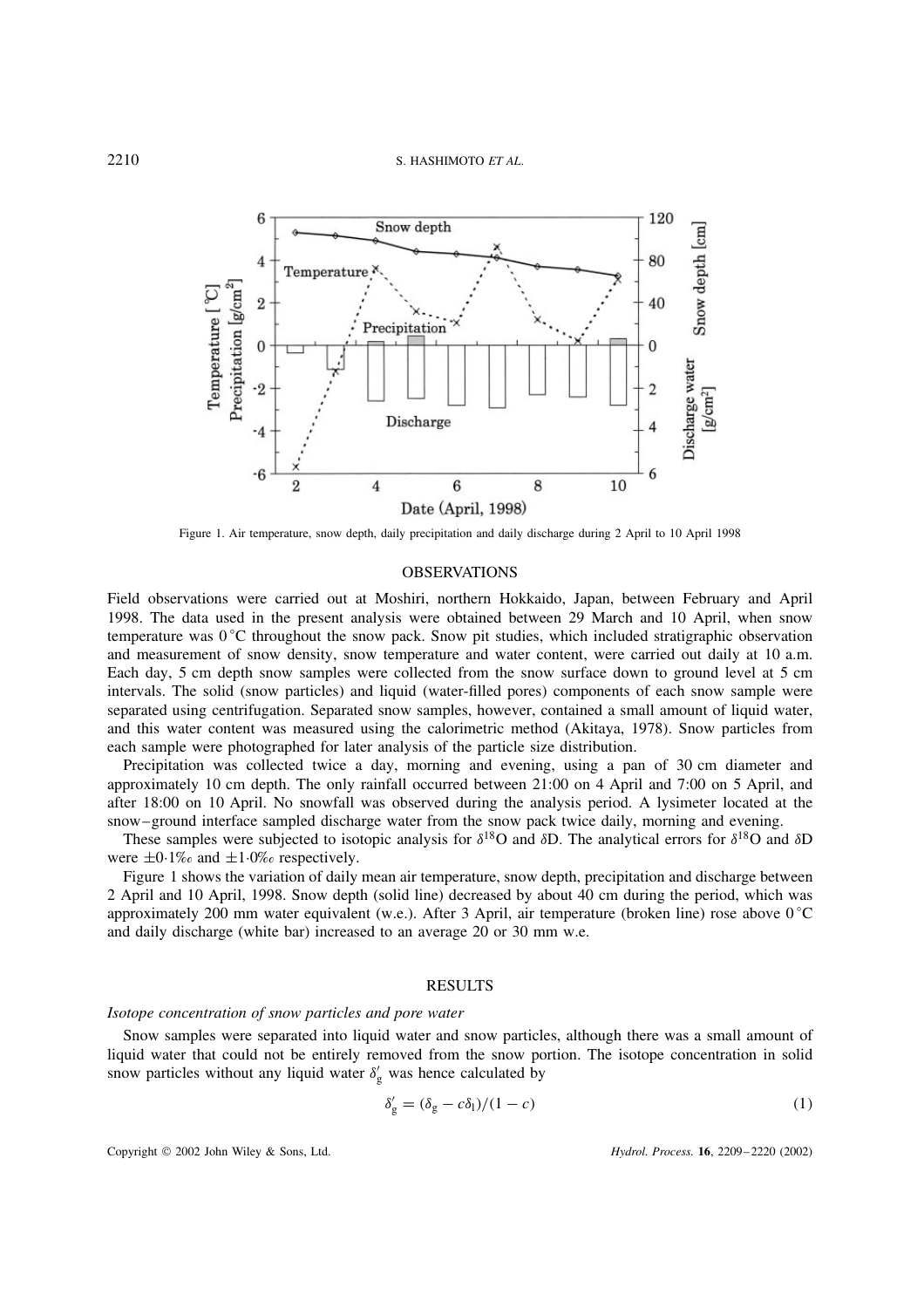Figure 1. Air temperature, snow depth, daily precipitation and daily discharge during 2 April to 10 April 1998

## OBSERVATIONS

Field observations were carried out at Moshiri, northern Hokkaido, Japan, between February and April 1998. The data used in the present analysis were obtained between 29 March and 10 April, when snow temperature was 0 °C throughout the snow pack. Snow pit studies, which included stratigraphic observation and measurement of snow density, snow temperature and water content, were carried out daily at 10 a.m. Each day, 5 cm depth snow samples were collected from the snow surface down to ground level at 5 cm intervals. The solid (snow particles) and liquid (water-filled pores) components of each snow sample were separated using centrifugation. Separated snow samples, however, contained a small amount of liquid water, and this water content was measured using the calorimetric method (Akitaya, 1978). Snow particles from each sample were photographed for later analysis of the particle size distribution.

Precipitation was collected twice a day, morning and evening, using a pan of 30 cm diameter and approximately 10 cm depth. The only rainfall occurred between 21:00 on 4 April and 7:00 on 5 April, and after 18:00 on 10 April. No snowfall was observed during the analysis period. A lysimeter located at the snow–ground interface sampled discharge water from the snow pack twice daily, morning and evening.

These samples were subjected to isotopic analysis for $\delta^{18}O$ and $\delta D$. The analytical errors for $\delta^{18}O$ and $\delta D$ were $\pm 0{\cdot}1$‰ and $\pm 1{\cdot}0$‰ respectively.

Figure 1 shows the variation of daily mean air temperature, snow depth, precipitation and discharge between 2 April and 10 April, 1998. Snow depth (solid line) decreased by about 40 cm during the period, which was approximately 200 mm water equivalent (w.e.). After 3 April, air temperature (broken line) rose above 0 °C and daily discharge (white bar) increased to an average 20 or 30 mm w.e.

## RESULTS

### *Isotope concentration of snow particles and pore water*

Snow samples were separated into liquid water and snow particles, although there was a small amount of liquid water that could not be entirely removed from the snow portion. The isotope concentration in solid snow particles without any liquid water $\delta'_g$ was hence calculated by

$$\delta'_g = (\delta_g - c\delta_l)/(1 - c) \tag{1}$$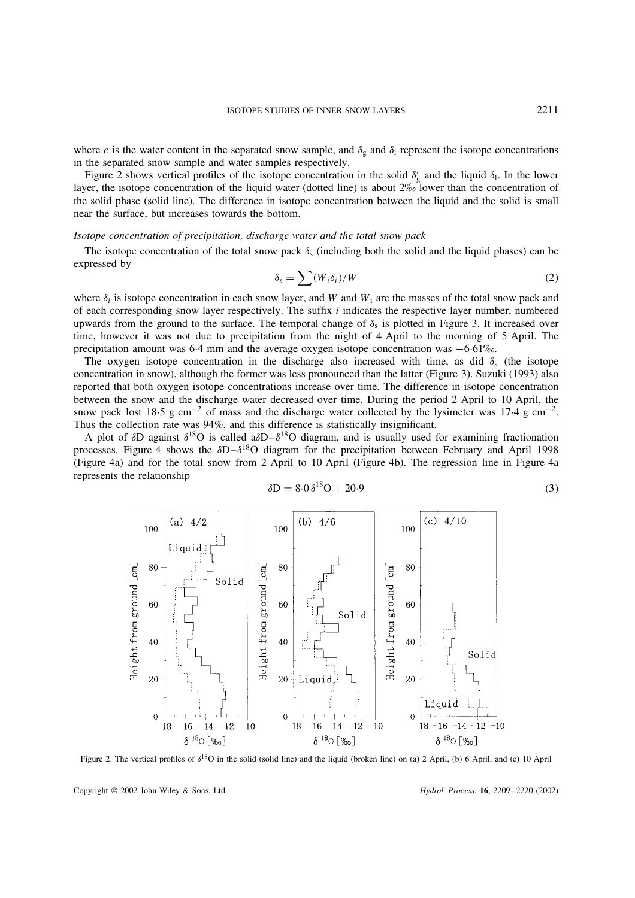where $c$ is the water content in the separated snow sample, and $\delta_g$ and $\delta_l$ represent the isotope concentrations in the separated snow sample and water samples respectively.

Figure 2 shows vertical profiles of the isotope concentration in the solid $\delta'_g$ and the liquid $\delta_l$. In the lower layer, the isotope concentration of the liquid water (dotted line) is about 2‰ lower than the concentration of the solid phase (solid line). The difference in isotope concentration between the liquid and the solid is small near the surface, but increases towards the bottom.

*Isotope concentration of precipitation, discharge water and the total snow pack*

The isotope concentration of the total snow pack $\delta_s$ (including both the solid and the liquid phases) can be expressed by

$$\delta_s = \sum (W_i \delta_i)/W \tag{2}$$

where $\delta_i$ is isotope concentration in each snow layer, and $W$ and $W_i$ are the masses of the total snow pack and of each corresponding snow layer respectively. The suffix $i$ indicates the respective layer number, numbered upwards from the ground to the surface. The temporal change of $\delta_s$ is plotted in Figure 3. It increased over time, however it was not due to precipitation from the night of 4 April to the morning of 5 April. The precipitation amount was 6·4 mm and the average oxygen isotope concentration was −6·61‰.

The oxygen isotope concentration in the discharge also increased with time, as did $\delta_s$ (the isotope concentration in snow), although the former was less pronounced than the latter (Figure 3). Suzuki (1993) also reported that both oxygen isotope concentrations increase over time. The difference in isotope concentration between the snow and the discharge water decreased over time. During the period 2 April to 10 April, the snow pack lost 18·5 g $cm^{-2}$ of mass and the discharge water collected by the lysimeter was 17·4 g $cm^{-2}$. Thus the collection rate was 94%, and this difference is statistically insignificant.

A plot of $\delta D$ against $\delta^{18}O$ is called a$\delta D$–$\delta^{18}O$ diagram, and is usually used for examining fractionation processes. Figure 4 shows the $\delta D$–$\delta^{18}O$ diagram for the precipitation between February and April 1998 (Figure 4a) and for the total snow from 2 April to 10 April (Figure 4b). The regression line in Figure 4a represents the relationship

$$\delta D = 8{\cdot}0\,\delta^{18}O + 20{\cdot}9 \tag{3}$$

Figure 2. The vertical profiles of $\delta^{18}O$ in the solid (solid line) and the liquid (broken line) on (a) 2 April, (b) 6 April, and (c) 10 April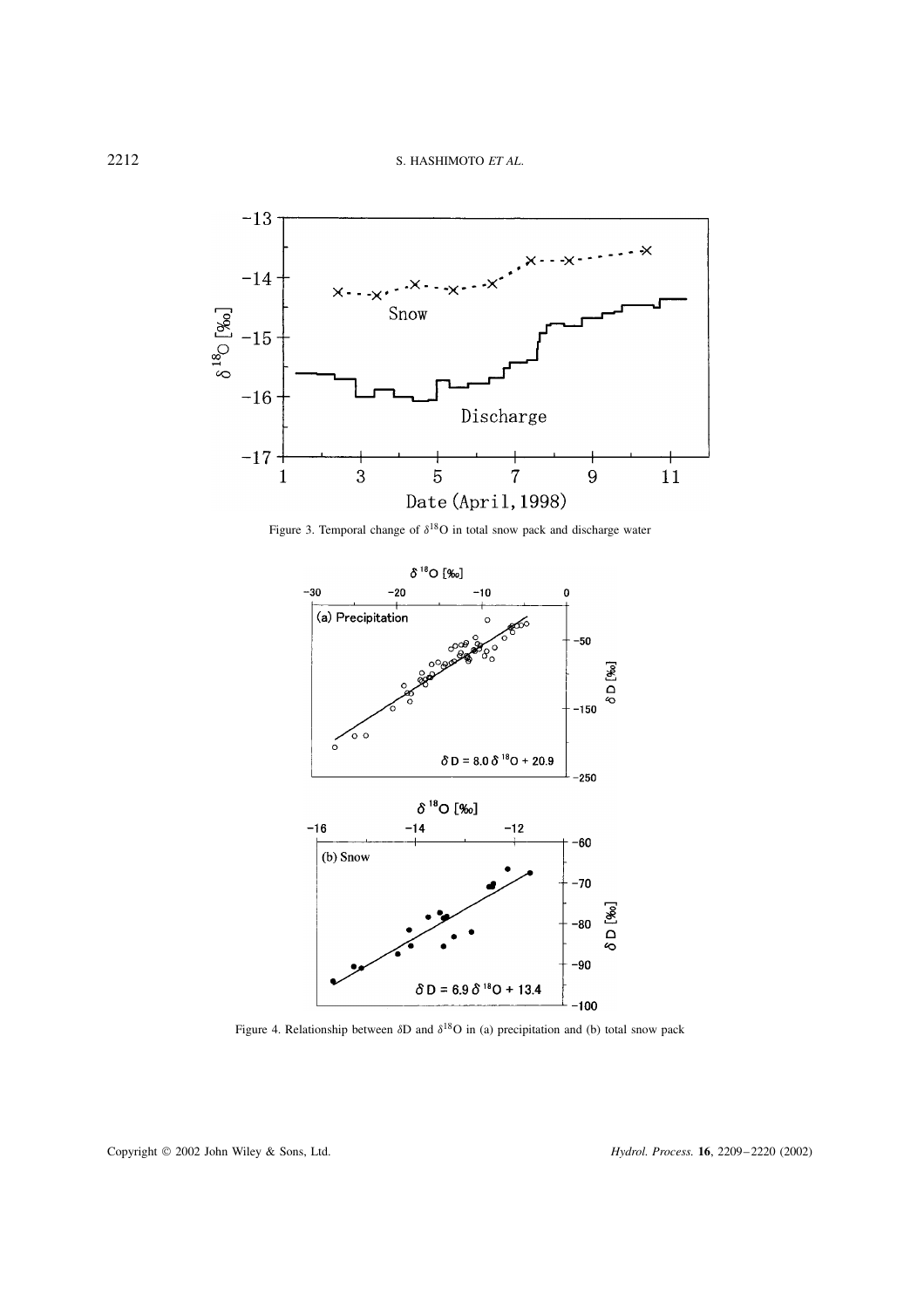Figure 3. Temporal change of $\delta^{18}O$ in total snow pack and discharge water

Figure 4. Relationship between $\delta D$ and $\delta^{18}O$ in (a) precipitation and (b) total snow pack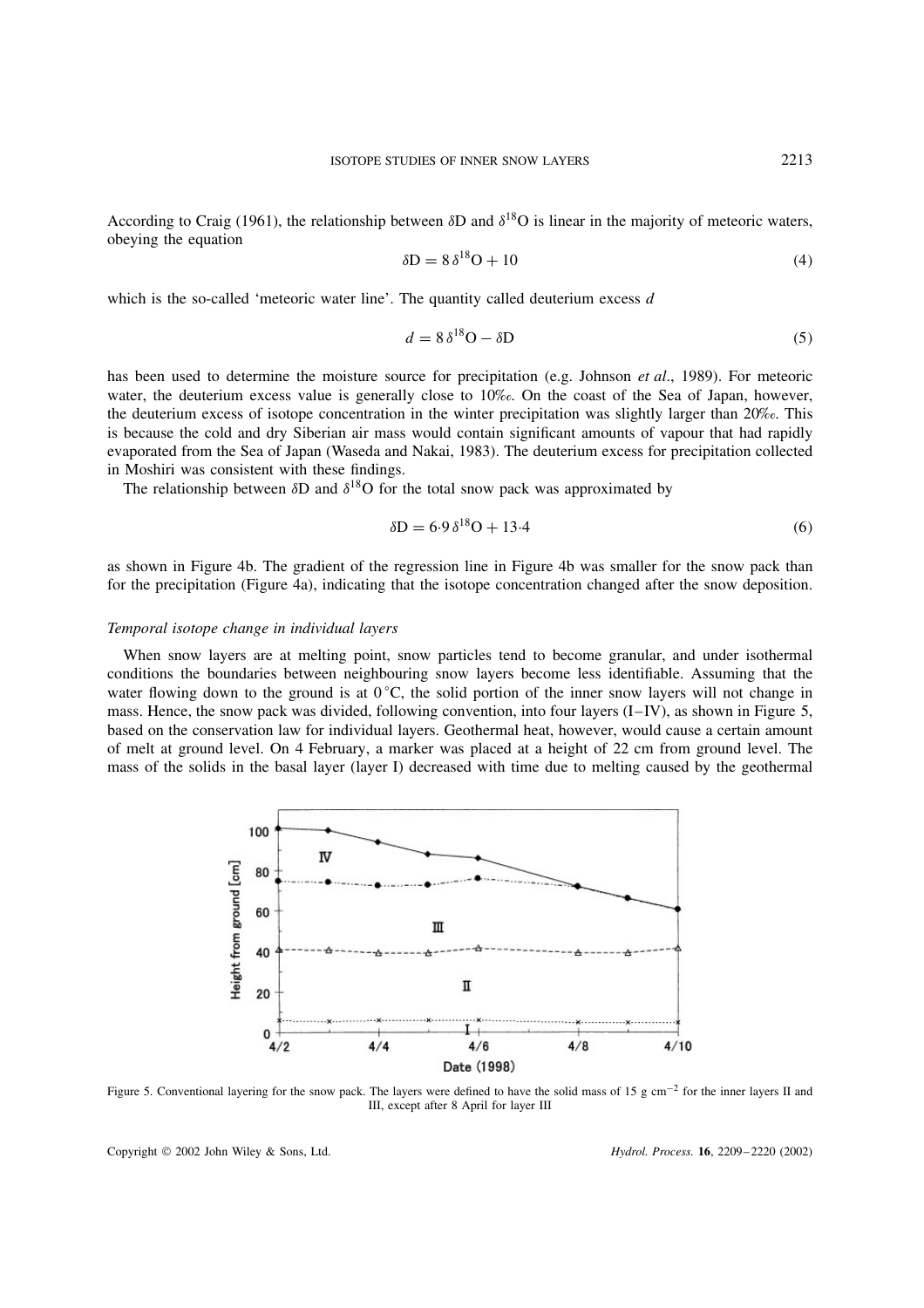According to Craig (1961), the relationship between $\delta D$ and $\delta^{18}O$ is linear in the majority of meteoric waters, obeying the equation

$$\delta D = 8\,\delta^{18}O + 10 \tag{4}$$

which is the so-called 'meteoric water line'. The quantity called deuterium excess $d$

$$d = 8\,\delta^{18}O - \delta D \tag{5}$$

has been used to determine the moisture source for precipitation (e.g. Johnson *et al*., 1989). For meteoric water, the deuterium excess value is generally close to 10‰. On the coast of the Sea of Japan, however, the deuterium excess of isotope concentration in the winter precipitation was slightly larger than 20‰. This is because the cold and dry Siberian air mass would contain significant amounts of vapour that had rapidly evaporated from the Sea of Japan (Waseda and Nakai, 1983). The deuterium excess for precipitation collected in Moshiri was consistent with these findings.

The relationship between $\delta D$ and $\delta^{18}O$ for the total snow pack was approximated by

$$\delta D = 6{\cdot}9\,\delta^{18}O + 13{\cdot}4 \tag{6}$$

as shown in Figure 4b. The gradient of the regression line in Figure 4b was smaller for the snow pack than for the precipitation (Figure 4a), indicating that the isotope concentration changed after the snow deposition.

### *Temporal isotope change in individual layers*

When snow layers are at melting point, snow particles tend to become granular, and under isothermal conditions the boundaries between neighbouring snow layers become less identifiable. Assuming that the water flowing down to the ground is at 0 °C, the solid portion of the inner snow layers will not change in mass. Hence, the snow pack was divided, following convention, into four layers (I–IV), as shown in Figure 5, based on the conservation law for individual layers. Geothermal heat, however, would cause a certain amount of melt at ground level. On 4 February, a marker was placed at a height of 22 cm from ground level. The mass of the solids in the basal layer (layer I) decreased with time due to melting caused by the geothermal

Figure 5. Conventional layering for the snow pack. The layers were defined to have the solid mass of 15 g cm$^{-2}$ for the inner layers II and III, except after 8 April for layer III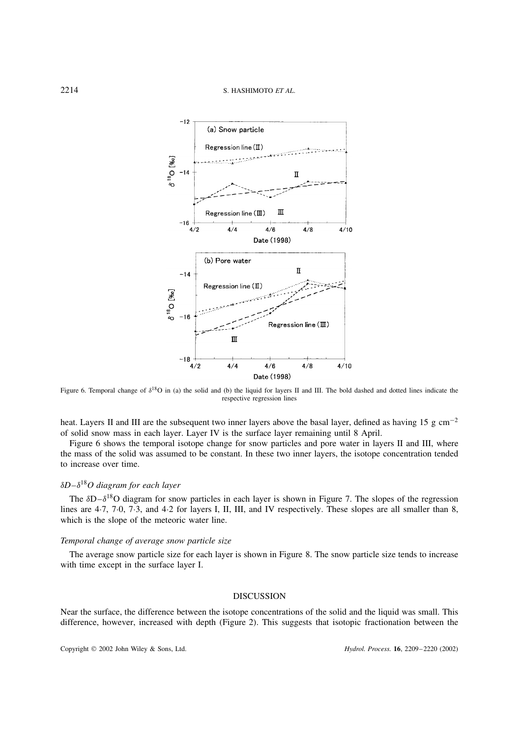Figure 6. Temporal change of $\delta^{18}O$ in (a) the solid and (b) the liquid for layers II and III. The bold dashed and dotted lines indicate the respective regression lines

heat. Layers II and III are the subsequent two inner layers above the basal layer, defined as having 15 g $cm^{-2}$ of solid snow mass in each layer. Layer IV is the surface layer remaining until 8 April.

Figure 6 shows the temporal isotope change for snow particles and pore water in layers II and III, where the mass of the solid was assumed to be constant. In these two inner layers, the isotope concentration tended to increase over time.

### *$\delta D$–$\delta^{18}O$ diagram for each layer*

The $\delta D$–$\delta^{18}O$ diagram for snow particles in each layer is shown in Figure 7. The slopes of the regression lines are 4·7, 7·0, 7·3, and 4·2 for layers I, II, III, and IV respectively. These slopes are all smaller than 8, which is the slope of the meteoric water line.

### *Temporal change of average snow particle size*

The average snow particle size for each layer is shown in Figure 8. The snow particle size tends to increase with time except in the surface layer I.

## DISCUSSION

Near the surface, the difference between the isotope concentrations of the solid and the liquid was small. This difference, however, increased with depth (Figure 2). This suggests that isotopic fractionation between the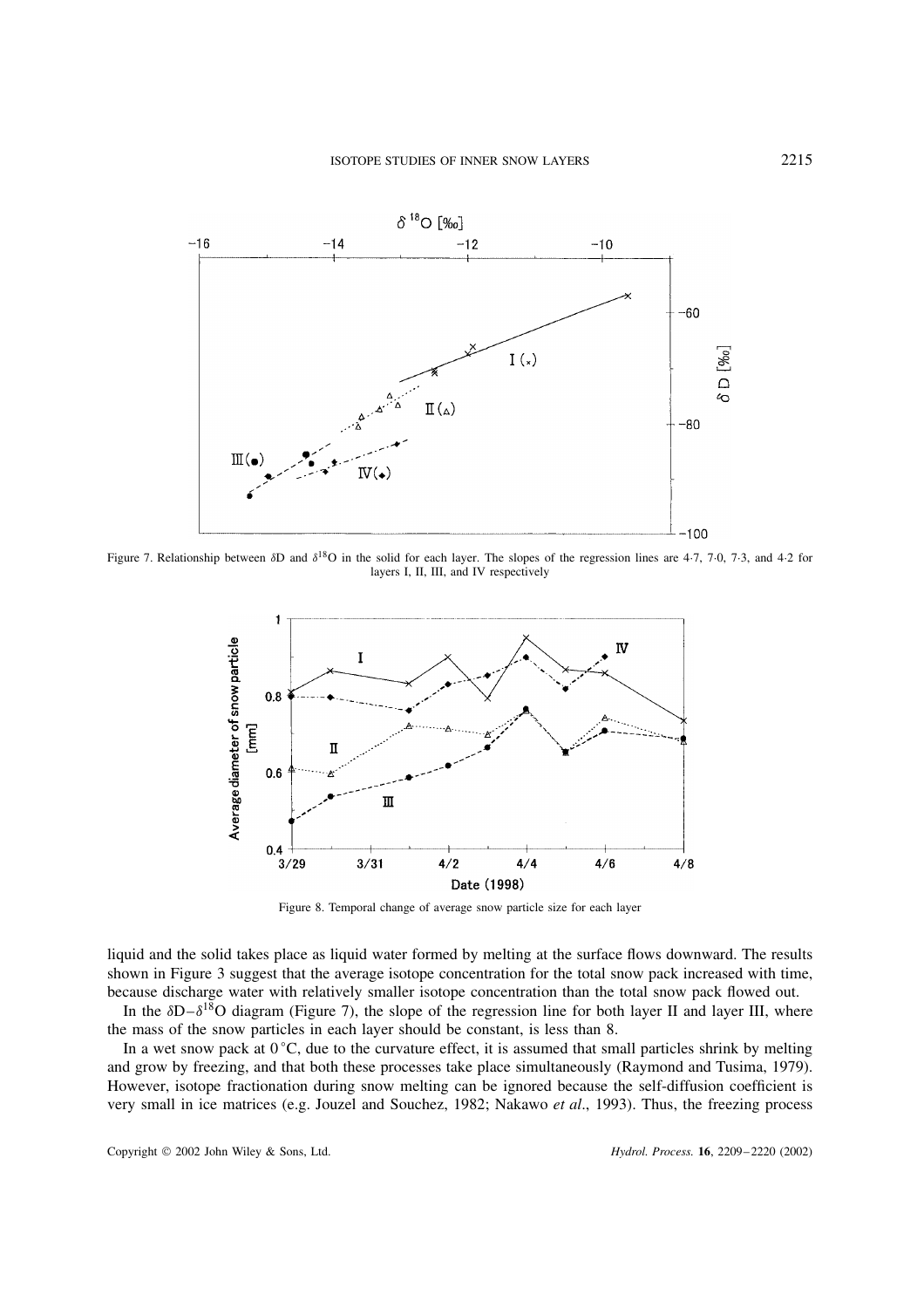Figure 7. Relationship between $\delta$D and $\delta^{18}$O in the solid for each layer. The slopes of the regression lines are 4·7, 7·0, 7·3, and 4·2 for layers I, II, III, and IV respectively

Figure 8. Temporal change of average snow particle size for each layer

liquid and the solid takes place as liquid water formed by melting at the surface flows downward. The results shown in Figure 3 suggest that the average isotope concentration for the total snow pack increased with time, because discharge water with relatively smaller isotope concentration than the total snow pack flowed out.

In the $\delta$D–$\delta^{18}$O diagram (Figure 7), the slope of the regression line for both layer II and layer III, where the mass of the snow particles in each layer should be constant, is less than 8.

In a wet snow pack at 0 °C, due to the curvature effect, it is assumed that small particles shrink by melting and grow by freezing, and that both these processes take place simultaneously (Raymond and Tusima, 1979). However, isotope fractionation during snow melting can be ignored because the self-diffusion coefficient is very small in ice matrices (e.g. Jouzel and Souchez, 1982; Nakawo *et al*., 1993). Thus, the freezing process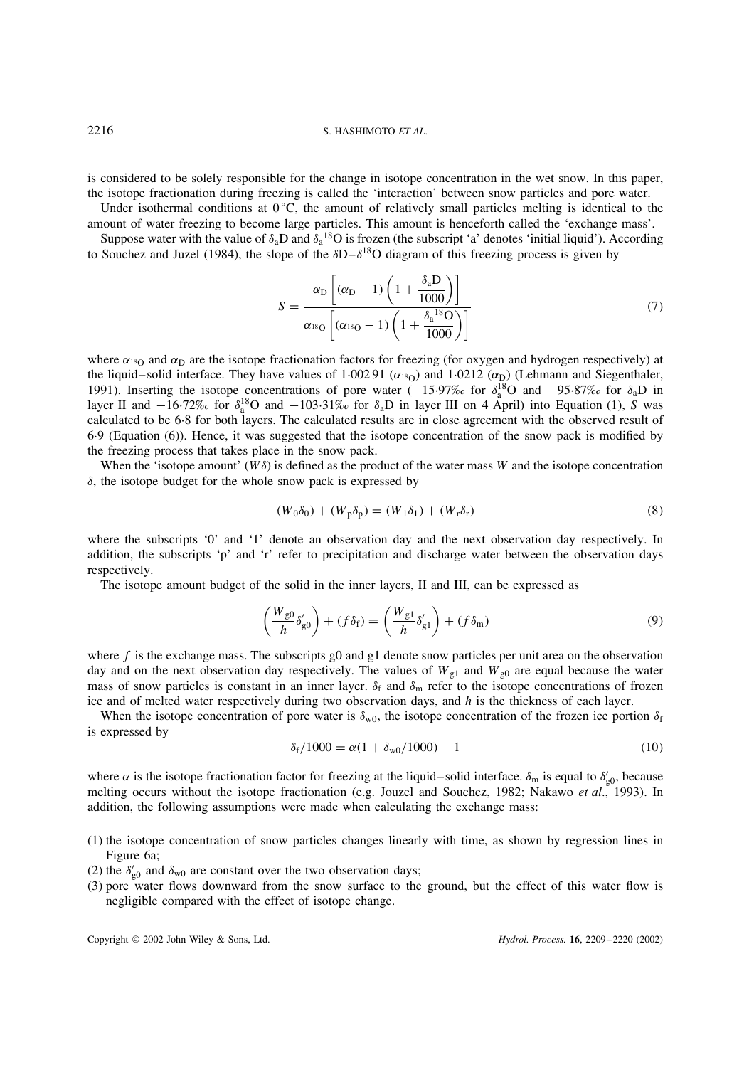is considered to be solely responsible for the change in isotope concentration in the wet snow. In this paper, the isotope fractionation during freezing is called the 'interaction' between snow particles and pore water.

Under isothermal conditions at 0 °C, the amount of relatively small particles melting is identical to the amount of water freezing to become large particles. This amount is henceforth called the 'exchange mass'.

Suppose water with the value of $\delta_a$D and $\delta_a{}^{18}$O is frozen (the subscript 'a' denotes 'initial liquid'). According to Souchez and Juzel (1984), the slope of the $\delta$D–$\delta^{18}$O diagram of this freezing process is given by

$$S = \frac{\alpha_D \left[ (\alpha_D - 1) \left( 1 + \dfrac{\delta_a D}{1000} \right) \right]}{\alpha_{^{18}O} \left[ (\alpha_{^{18}O} - 1) \left( 1 + \dfrac{\delta_a{}^{18}O}{1000} \right) \right]} \tag{7}$$

where $\alpha_{^{18}O}$ and $\alpha_D$ are the isotope fractionation factors for freezing (for oxygen and hydrogen respectively) at the liquid–solid interface. They have values of 1·002 91 ($\alpha_{^{18}O}$) and 1·0212 ($\alpha_D$) (Lehmann and Siegenthaler, 1991). Inserting the isotope concentrations of pore water (−15·97‰ for $\delta_a^{18}$O and −95·87‰ for $\delta_a$D in layer II and −16·72‰ for $\delta_a^{18}$O and −103·31‰ for $\delta_a$D in layer III on 4 April) into Equation (1), $S$ was calculated to be 6·8 for both layers. The calculated results are in close agreement with the observed result of 6·9 (Equation (6)). Hence, it was suggested that the isotope concentration of the snow pack is modified by the freezing process that takes place in the snow pack.

When the 'isotope amount' ($W\delta$) is defined as the product of the water mass $W$ and the isotope concentration $\delta$, the isotope budget for the whole snow pack is expressed by

$$(W_0\delta_0) + (W_p\delta_p) = (W_1\delta_1) + (W_r\delta_r) \tag{8}$$

where the subscripts '0' and '1' denote an observation day and the next observation day respectively. In addition, the subscripts 'p' and 'r' refer to precipitation and discharge water between the observation days respectively.

The isotope amount budget of the solid in the inner layers, II and III, can be expressed as

$$\left( \frac{W_{g0}}{h} \delta'_{g0} \right) + (f\delta_f) = \left( \frac{W_{g1}}{h} \delta'_{g1} \right) + (f\delta_m) \tag{9}$$

where $f$ is the exchange mass. The subscripts g0 and g1 denote snow particles per unit area on the observation day and on the next observation day respectively. The values of $W_{g1}$ and $W_{g0}$ are equal because the water mass of snow particles is constant in an inner layer. $\delta_f$ and $\delta_m$ refer to the isotope concentrations of frozen ice and of melted water respectively during two observation days, and $h$ is the thickness of each layer.

When the isotope concentration of pore water is $\delta_{w0}$, the isotope concentration of the frozen ice portion $\delta_f$ is expressed by

$$\delta_f/1000 = \alpha(1 + \delta_{w0}/1000) - 1 \tag{10}$$

where $\alpha$ is the isotope fractionation factor for freezing at the liquid–solid interface. $\delta_m$ is equal to $\delta'_{g0}$, because melting occurs without the isotope fractionation (e.g. Jouzel and Souchez, 1982; Nakawo *et al*., 1993). In addition, the following assumptions were made when calculating the exchange mass:

(1) the isotope concentration of snow particles changes linearly with time, as shown by regression lines in Figure 6a;
(2) the $\delta'_{g0}$ and $\delta_{w0}$ are constant over the two observation days;
(3) pore water flows downward from the snow surface to the ground, but the effect of this water flow is negligible compared with the effect of isotope change.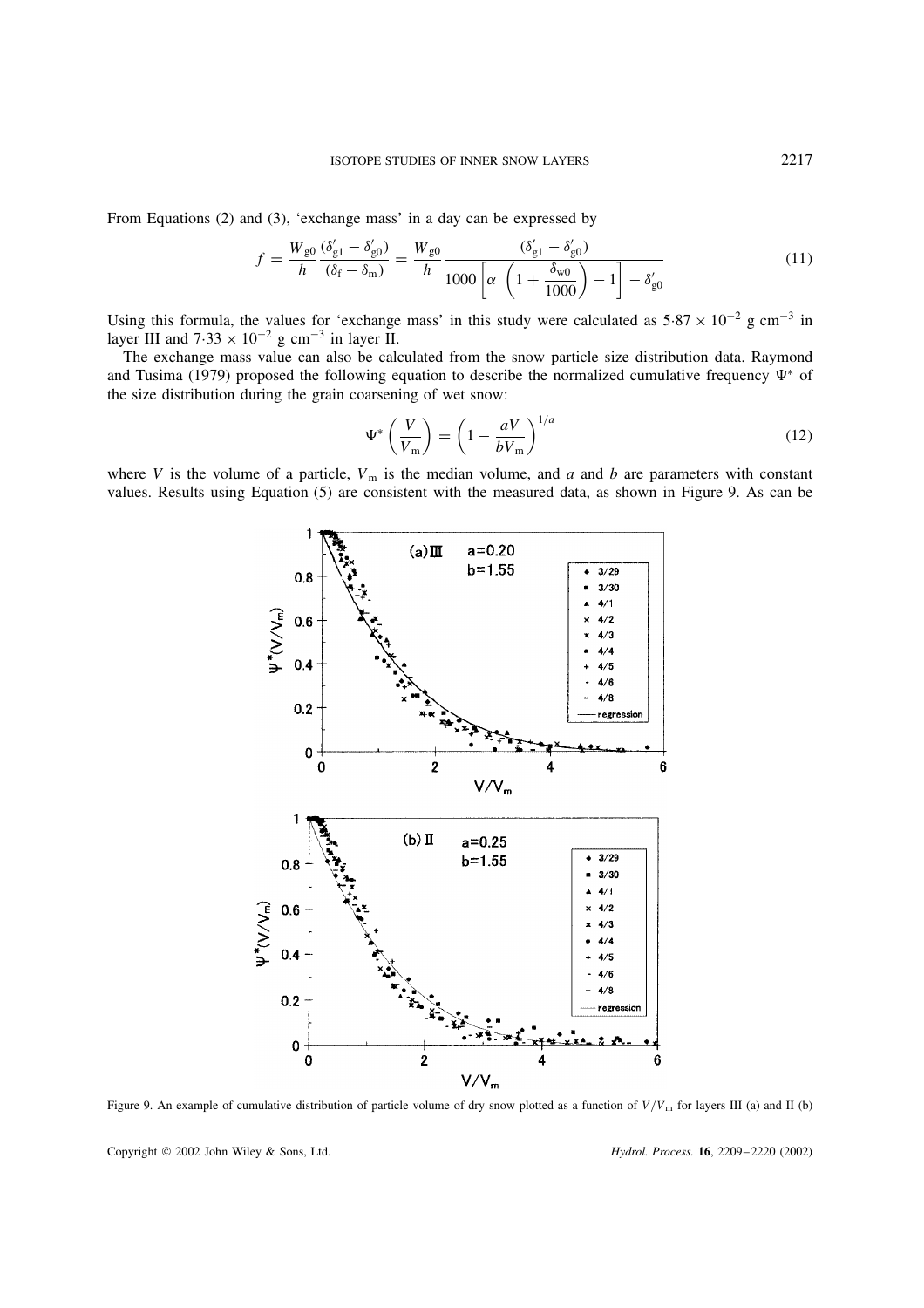From Equations (2) and (3), 'exchange mass' in a day can be expressed by

$$f = \frac{W_{g0}}{h} \frac{(\delta'_{g1} - \delta'_{g0})}{(\delta_f - \delta_m)} = \frac{W_{g0}}{h} \frac{(\delta'_{g1} - \delta'_{g0})}{1000\left[\alpha \left(1 + \frac{\delta_{w0}}{1000}\right) - 1\right] - \delta'_{g0}} \tag{11}$$

Using this formula, the values for 'exchange mass' in this study were calculated as $5.87 \times 10^{-2}$ g cm$^{-3}$ in layer III and $7.33 \times 10^{-2}$ g cm$^{-3}$ in layer II.

The exchange mass value can also be calculated from the snow particle size distribution data. Raymond and Tusima (1979) proposed the following equation to describe the normalized cumulative frequency $\Psi^*$ of the size distribution during the grain coarsening of wet snow:

$$\Psi^*\left(\frac{V}{V_m}\right) = \left(1 - \frac{aV}{bV_m}\right)^{1/a} \tag{12}$$

where $V$ is the volume of a particle, $V_m$ is the median volume, and $a$ and $b$ are parameters with constant values. Results using Equation (5) are consistent with the measured data, as shown in Figure 9. As can be

Figure 9. An example of cumulative distribution of particle volume of dry snow plotted as a function of $V/V_m$ for layers III (a) and II (b)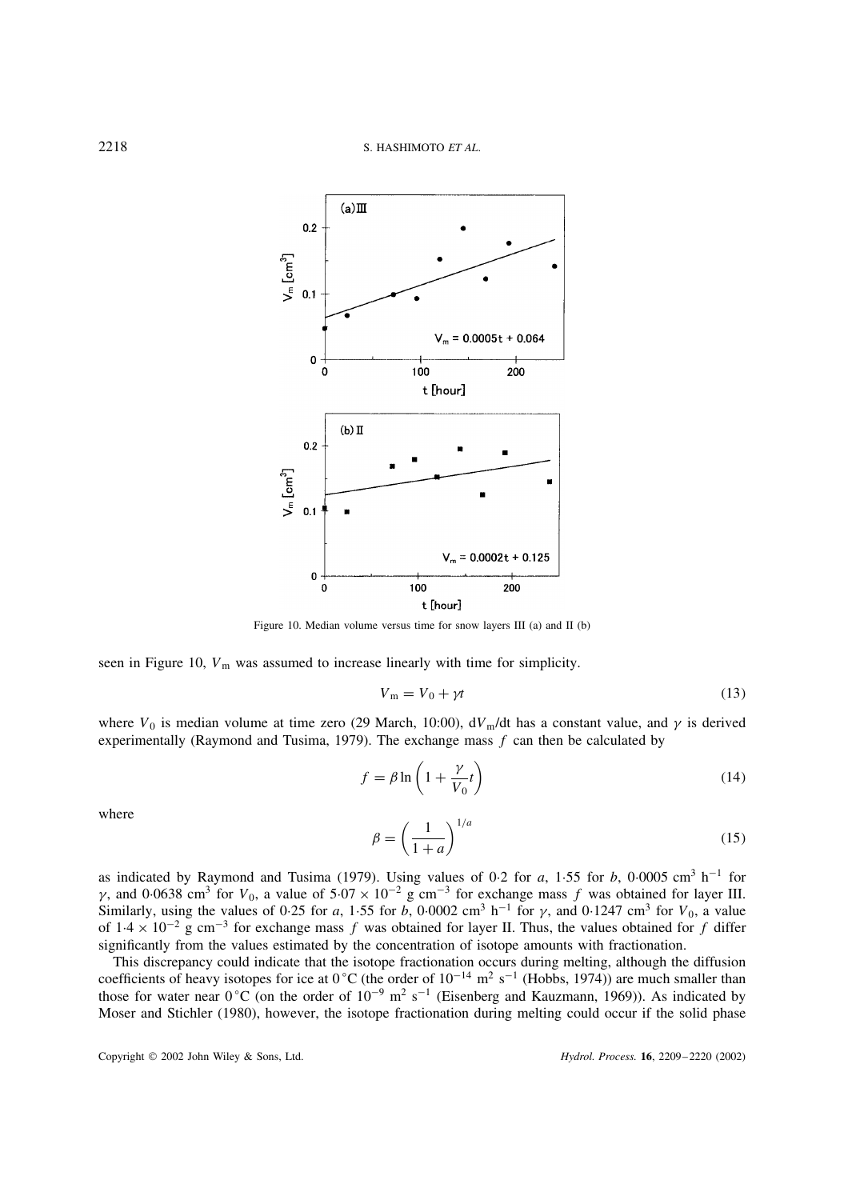Figure 10. Median volume versus time for snow layers III (a) and II (b)

seen in Figure 10, $V_m$ was assumed to increase linearly with time for simplicity.

$$V_m = V_0 + \gamma t \tag{13}$$

where $V_0$ is median volume at time zero (29 March, 10:00), $dV_m/dt$ has a constant value, and $\gamma$ is derived experimentally (Raymond and Tusima, 1979). The exchange mass $f$ can then be calculated by

$$f = \beta \ln\left(1 + \frac{\gamma}{V_0} t\right) \tag{14}$$

where

$$\beta = \left(\frac{1}{1+a}\right)^{1/a} \tag{15}$$

as indicated by Raymond and Tusima (1979). Using values of 0·2 for $a$, 1·55 for $b$, 0·0005 $cm^3\ h^{-1}$ for $\gamma$, and 0·0638 $cm^3$ for $V_0$, a value of $5{\cdot}07 \times 10^{-2}$ $g\ cm^{-3}$ for exchange mass $f$ was obtained for layer III. Similarly, using the values of 0·25 for $a$, 1·55 for $b$, 0·0002 $cm^3\ h^{-1}$ for $\gamma$, and 0·1247 $cm^3$ for $V_0$, a value of $1{\cdot}4 \times 10^{-2}$ $g\ cm^{-3}$ for exchange mass $f$ was obtained for layer II. Thus, the values obtained for $f$ differ significantly from the values estimated by the concentration of isotope amounts with fractionation.

This discrepancy could indicate that the isotope fractionation occurs during melting, although the diffusion coefficients of heavy isotopes for ice at 0 °C (the order of $10^{-14}$ $m^2\ s^{-1}$ (Hobbs, 1974)) are much smaller than those for water near 0 °C (on the order of $10^{-9}$ $m^2\ s^{-1}$ (Eisenberg and Kauzmann, 1969)). As indicated by Moser and Stichler (1980), however, the isotope fractionation during melting could occur if the solid phase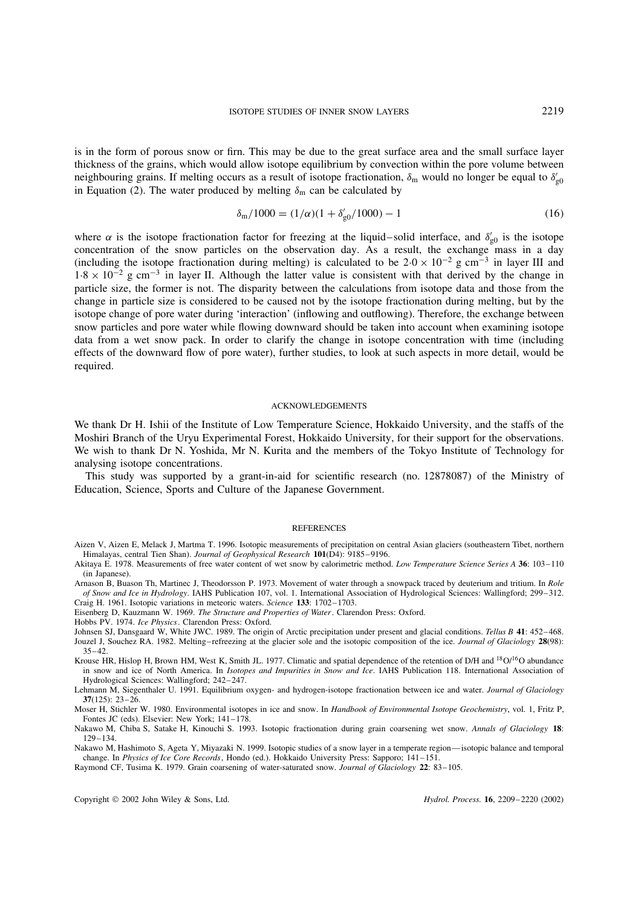is in the form of porous snow or firn. This may be due to the great surface area and the small surface layer thickness of the grains, which would allow isotope equilibrium by convection within the pore volume between neighbouring grains. If melting occurs as a result of isotope fractionation, $\delta_m$ would no longer be equal to $\delta'_{g0}$ in Equation (2). The water produced by melting $\delta_m$ can be calculated by

$$\delta_m/1000 = (1/\alpha)(1 + \delta'_{g0}/1000) - 1 \tag{16}$$

where $\alpha$ is the isotope fractionation factor for freezing at the liquid–solid interface, and $\delta'_{g0}$ is the isotope concentration of the snow particles on the observation day. As a result, the exchange mass in a day (including the isotope fractionation during melting) is calculated to be $2{\cdot}0 \times 10^{-2}$ g cm$^{-3}$ in layer III and $1{\cdot}8 \times 10^{-2}$ g cm$^{-3}$ in layer II. Although the latter value is consistent with that derived by the change in particle size, the former is not. The disparity between the calculations from isotope data and those from the change in particle size is considered to be caused not by the isotope fractionation during melting, but by the isotope change of pore water during 'interaction' (inflowing and outflowing). Therefore, the exchange between snow particles and pore water while flowing downward should be taken into account when examining isotope data from a wet snow pack. In order to clarify the change in isotope concentration with time (including effects of the downward flow of pore water), further studies, to look at such aspects in more detail, would be required.

## ACKNOWLEDGEMENTS

We thank Dr H. Ishii of the Institute of Low Temperature Science, Hokkaido University, and the staffs of the Moshiri Branch of the Uryu Experimental Forest, Hokkaido University, for their support for the observations. We wish to thank Dr N. Yoshida, Mr N. Kurita and the members of the Tokyo Institute of Technology for analysing isotope concentrations.

This study was supported by a grant-in-aid for scientific research (no. 12878087) of the Ministry of Education, Science, Sports and Culture of the Japanese Government.

## REFERENCES

Aizen V, Aizen E, Melack J, Martma T. 1996. Isotopic measurements of precipitation on central Asian glaciers (southeastern Tibet, northern Himalayas, central Tien Shan). *Journal of Geophysical Research* **101**(D4): 9185–9196.

Akitaya E. 1978. Measurements of free water content of wet snow by calorimetric method. *Low Temperature Science Series A* **36**: 103–110 (in Japanese).

Arnason B, Buason Th, Martinec J, Theodorsson P. 1973. Movement of water through a snowpack traced by deuterium and tritium. In *Role of Snow and Ice in Hydrology*. IAHS Publication 107, vol. 1. International Association of Hydrological Sciences: Wallingford; 299–312.

Craig H. 1961. Isotopic variations in meteoric waters. *Science* **133**: 1702–1703.

Eisenberg D, Kauzmann W. 1969. *The Structure and Properties of Water*. Clarendon Press: Oxford.

Hobbs PV. 1974. *Ice Physics*. Clarendon Press: Oxford.

Johnsen SJ, Dansgaard W, White JWC. 1989. The origin of Arctic precipitation under present and glacial conditions. *Tellus B* **41**: 452–468.

Jouzel J, Souchez RA. 1982. Melting–refreezing at the glacier sole and the isotopic composition of the ice. *Journal of Glaciology* **28**(98): 35–42.

Krouse HR, Hislop H, Brown HM, West K, Smith JL. 1977. Climatic and spatial dependence of the retention of D/H and $^{18}O/^{16}O$ abundance in snow and ice of North America. In *Isotopes and Impurities in Snow and Ice*. IAHS Publication 118. International Association of Hydrological Sciences: Wallingford; 242–247.

Lehmann M, Siegenthaler U. 1991. Equilibrium oxygen- and hydrogen-isotope fractionation between ice and water. *Journal of Glaciology* **37**(125): 23–26.

Moser H, Stichler W. 1980. Environmental isotopes in ice and snow. In *Handbook of Environmental Isotope Geochemistry*, vol. 1, Fritz P, Fontes JC (eds). Elsevier: New York; 141–178.

Nakawo M, Chiba S, Satake H, Kinouchi S. 1993. Isotopic fractionation during grain coarsening wet snow. *Annals of Glaciology* **18**: 129–134.

Nakawo M, Hashimoto S, Ageta Y, Miyazaki N. 1999. Isotopic studies of a snow layer in a temperate region—isotopic balance and temporal change. In *Physics of Ice Core Records*, Hondo (ed.). Hokkaido University Press: Sapporo; 141–151.

Raymond CF, Tusima K. 1979. Grain coarsening of water-saturated snow. *Journal of Glaciology* **22**: 83–105.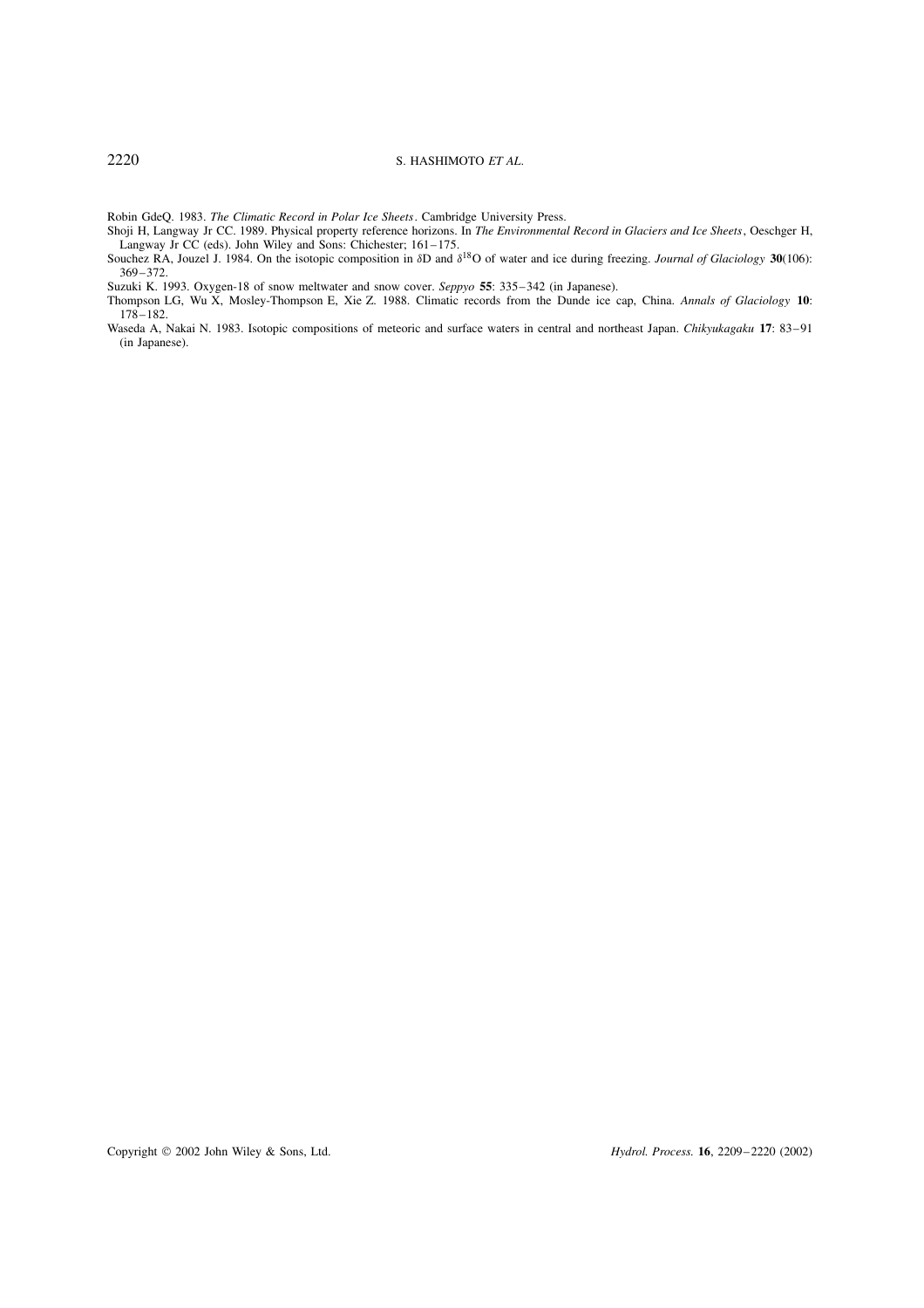Robin GdeQ. 1983. *The Climatic Record in Polar Ice Sheets*. Cambridge University Press.

Shoji H, Langway Jr CC. 1989. Physical property reference horizons. In *The Environmental Record in Glaciers and Ice Sheets*, Oeschger H, Langway Jr CC (eds). John Wiley and Sons: Chichester; 161–175.

Souchez RA, Jouzel J. 1984. On the isotopic composition in $\delta$D and $\delta^{18}$O of water and ice during freezing. *Journal of Glaciology* **30**(106): 369–372.

Suzuki K. 1993. Oxygen-18 of snow meltwater and snow cover. *Seppyo* **55**: 335–342 (in Japanese).

Thompson LG, Wu X, Mosley-Thompson E, Xie Z. 1988. Climatic records from the Dunde ice cap, China. *Annals of Glaciology* **10**: 178–182.

Waseda A, Nakai N. 1983. Isotopic compositions of meteoric and surface waters in central and northeast Japan. *Chikyukagaku* **17**: 83–91 (in Japanese).